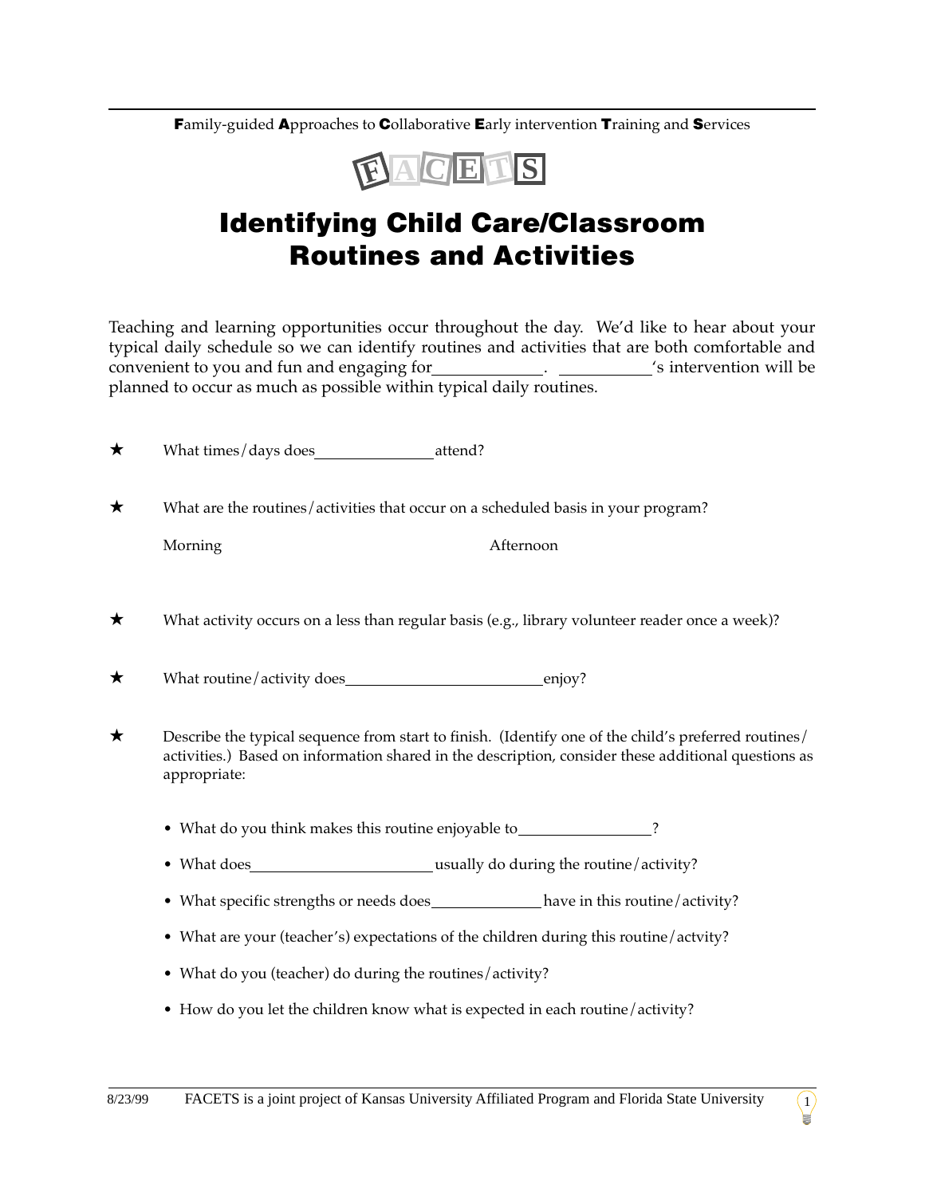**F**amily-guided **A**pproaches to **C**ollaborative **E**arly intervention **T**raining and **S**ervices

FACETS

# Identifying Child Care/Classroom Routines and Activities

Teaching and learning opportunities occur throughout the day. We'd like to hear about your typical daily schedule so we can identify routines and activities that are both comfortable and convenient to you and fun and engaging for\_\_\_\_\_\_\_\_\_\_\_\_. \_\_\_\_\_\_\_\_\_\_\_'s intervention will be planned to occur as much as possible within typical daily routines.

★ What times/days does\_\_\_\_\_\_\_\_\_\_\_\_\_\_\_attend?

★ What are the routines/activities that occur on a scheduled basis in your program?

Morning　　　　　　　　　　　　　　　　　　Afternoon

★ What activity occurs on a less than regular basis (e.g., library volunteer reader once a week)?

★ What routine/activity does\_\_\_\_\_\_\_\_\_\_\_\_\_\_\_\_\_\_\_\_\_\_\_\_\_enjoy?

★ Describe the typical sequence from start to finish. (Identify one of the child's preferred routines/ activities.) Based on information shared in the description, consider these additional questions as appropriate:

- What do you think makes this routine enjoyable to\_\_\_\_\_\_\_\_\_\_\_\_\_\_\_\_\_?
- What does\_\_\_\_\_\_\_\_\_\_\_\_\_\_\_\_\_\_\_\_\_\_\_usually do during the routine/activity?
- What specific strengths or needs does\_\_\_\_\_\_\_\_\_\_\_\_\_\_have in this routine/activity?
- What are your (teacher's) expectations of the children during this routine/actvity?
- What do you (teacher) do during the routines/activity?
- How do you let the children know what is expected in each routine/activity?

8/23/99 FACETS is a joint project of Kansas University Affiliated Program and Florida State University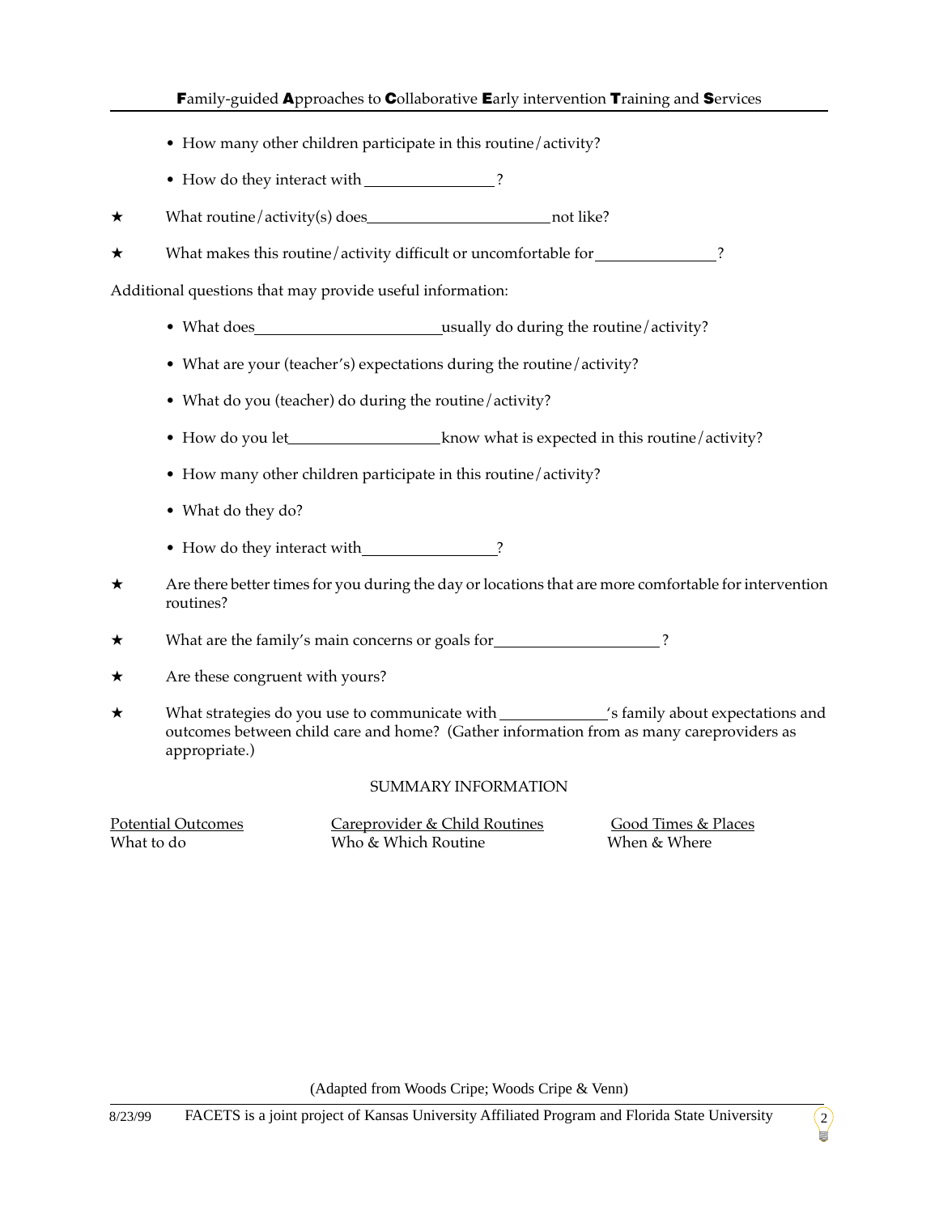- How many other children participate in this routine/activity?
- How do they interact with ________________?

★ What routine/activity(s) does ______________________ not like?

★ What makes this routine/activity difficult or uncomfortable for ______________?

Additional questions that may provide useful information:

- What does ______________________ usually do during the routine/activity?
- What are your (teacher's) expectations during the routine/activity?
- What do you (teacher) do during the routine/activity?
- How do you let __________________ know what is expected in this routine/activity?
- How many other children participate in this routine/activity?
- What do they do?
- How do they interact with ________________?

★ Are there better times for you during the day or locations that are more comfortable for intervention routines?

★ What are the family's main concerns or goals for ____________________?

★ Are these congruent with yours?

★ What strategies do you use to communicate with _____________'s family about expectations and outcomes between child care and home? (Gather information from as many careproviders as appropriate.)

SUMMARY INFORMATION

| Potential Outcomes | Careprovider & Child Routines | Good Times & Places |
|---|---|---|
| What to do | Who & Which Routine | When & Where |

(Adapted from Woods Cripe; Woods Cripe & Venn)